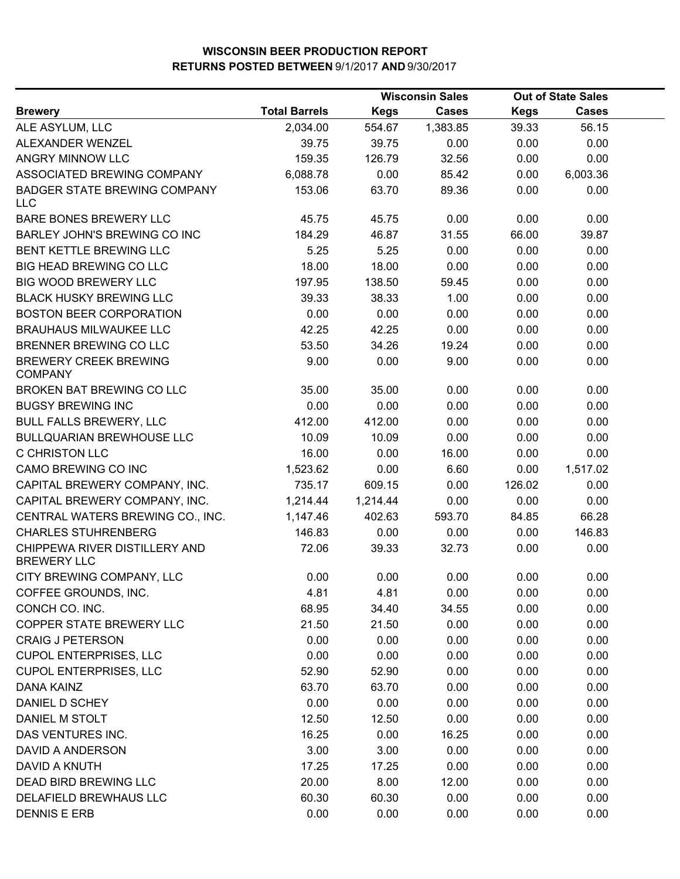**WISCONSIN BEER PRODUCTION REPORT**
**RETURNS POSTED BETWEEN 9/1/2017 AND 9/30/2017**

| | | Wisconsin Sales | | Out of State Sales | |
|---|---|---|---|---|---|
| **Brewery** | **Total Barrels** | **Kegs** | **Cases** | **Kegs** | **Cases** |
| ALE ASYLUM, LLC | 2,034.00 | 554.67 | 1,383.85 | 39.33 | 56.15 |
| ALEXANDER WENZEL | 39.75 | 39.75 | 0.00 | 0.00 | 0.00 |
| ANGRY MINNOW LLC | 159.35 | 126.79 | 32.56 | 0.00 | 0.00 |
| ASSOCIATED BREWING COMPANY | 6,088.78 | 0.00 | 85.42 | 0.00 | 6,003.36 |
| BADGER STATE BREWING COMPANY LLC | 153.06 | 63.70 | 89.36 | 0.00 | 0.00 |
| BARE BONES BREWERY LLC | 45.75 | 45.75 | 0.00 | 0.00 | 0.00 |
| BARLEY JOHN'S BREWING CO INC | 184.29 | 46.87 | 31.55 | 66.00 | 39.87 |
| BENT KETTLE BREWING LLC | 5.25 | 5.25 | 0.00 | 0.00 | 0.00 |
| BIG HEAD BREWING CO LLC | 18.00 | 18.00 | 0.00 | 0.00 | 0.00 |
| BIG WOOD BREWERY LLC | 197.95 | 138.50 | 59.45 | 0.00 | 0.00 |
| BLACK HUSKY BREWING LLC | 39.33 | 38.33 | 1.00 | 0.00 | 0.00 |
| BOSTON BEER CORPORATION | 0.00 | 0.00 | 0.00 | 0.00 | 0.00 |
| BRAUHAUS MILWAUKEE LLC | 42.25 | 42.25 | 0.00 | 0.00 | 0.00 |
| BRENNER BREWING CO LLC | 53.50 | 34.26 | 19.24 | 0.00 | 0.00 |
| BREWERY CREEK BREWING COMPANY | 9.00 | 0.00 | 9.00 | 0.00 | 0.00 |
| BROKEN BAT BREWING CO LLC | 35.00 | 35.00 | 0.00 | 0.00 | 0.00 |
| BUGSY BREWING INC | 0.00 | 0.00 | 0.00 | 0.00 | 0.00 |
| BULL FALLS BREWERY, LLC | 412.00 | 412.00 | 0.00 | 0.00 | 0.00 |
| BULLQUARIAN BREWHOUSE LLC | 10.09 | 10.09 | 0.00 | 0.00 | 0.00 |
| C CHRISTON LLC | 16.00 | 0.00 | 16.00 | 0.00 | 0.00 |
| CAMO BREWING CO INC | 1,523.62 | 0.00 | 6.60 | 0.00 | 1,517.02 |
| CAPITAL BREWERY COMPANY, INC. | 735.17 | 609.15 | 0.00 | 126.02 | 0.00 |
| CAPITAL BREWERY COMPANY, INC. | 1,214.44 | 1,214.44 | 0.00 | 0.00 | 0.00 |
| CENTRAL WATERS BREWING CO., INC. | 1,147.46 | 402.63 | 593.70 | 84.85 | 66.28 |
| CHARLES STUHRENBERG | 146.83 | 0.00 | 0.00 | 0.00 | 146.83 |
| CHIPPEWA RIVER DISTILLERY AND BREWERY LLC | 72.06 | 39.33 | 32.73 | 0.00 | 0.00 |
| CITY BREWING COMPANY, LLC | 0.00 | 0.00 | 0.00 | 0.00 | 0.00 |
| COFFEE GROUNDS, INC. | 4.81 | 4.81 | 0.00 | 0.00 | 0.00 |
| CONCH CO. INC. | 68.95 | 34.40 | 34.55 | 0.00 | 0.00 |
| COPPER STATE BREWERY LLC | 21.50 | 21.50 | 0.00 | 0.00 | 0.00 |
| CRAIG J PETERSON | 0.00 | 0.00 | 0.00 | 0.00 | 0.00 |
| CUPOL ENTERPRISES, LLC | 0.00 | 0.00 | 0.00 | 0.00 | 0.00 |
| CUPOL ENTERPRISES, LLC | 52.90 | 52.90 | 0.00 | 0.00 | 0.00 |
| DANA KAINZ | 63.70 | 63.70 | 0.00 | 0.00 | 0.00 |
| DANIEL D SCHEY | 0.00 | 0.00 | 0.00 | 0.00 | 0.00 |
| DANIEL M STOLT | 12.50 | 12.50 | 0.00 | 0.00 | 0.00 |
| DAS VENTURES INC. | 16.25 | 0.00 | 16.25 | 0.00 | 0.00 |
| DAVID A ANDERSON | 3.00 | 3.00 | 0.00 | 0.00 | 0.00 |
| DAVID A KNUTH | 17.25 | 17.25 | 0.00 | 0.00 | 0.00 |
| DEAD BIRD BREWING LLC | 20.00 | 8.00 | 12.00 | 0.00 | 0.00 |
| DELAFIELD BREWHAUS LLC | 60.30 | 60.30 | 0.00 | 0.00 | 0.00 |
| DENNIS E ERB | 0.00 | 0.00 | 0.00 | 0.00 | 0.00 |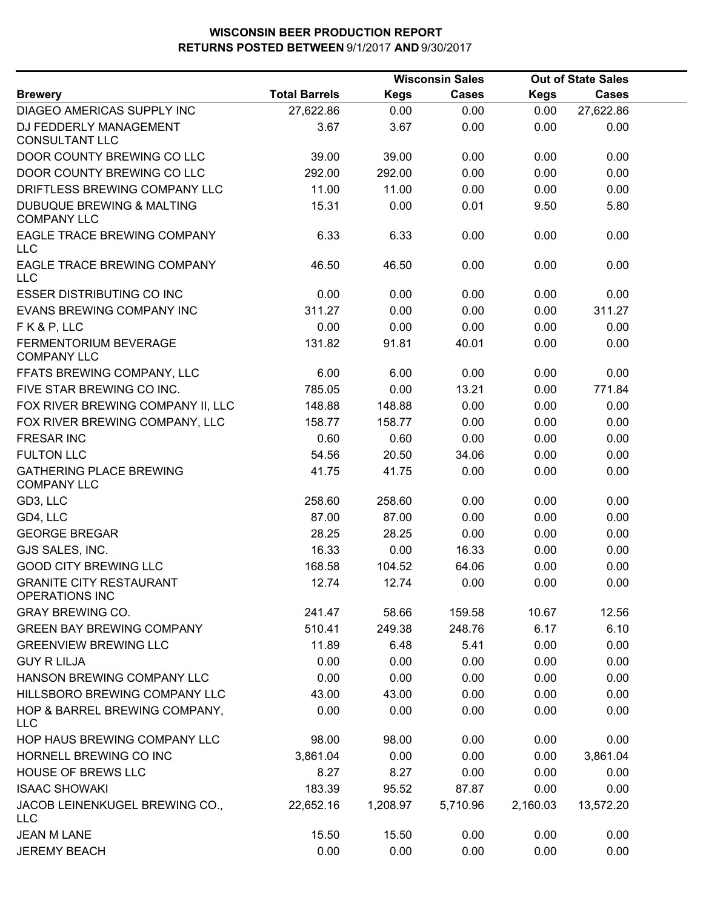# WISCONSIN BEER PRODUCTION REPORT
## RETURNS POSTED BETWEEN 9/1/2017 AND 9/30/2017

| Brewery | Total Barrels | Wisconsin Sales Kegs | Wisconsin Sales Cases | Out of State Sales Kegs | Out of State Sales Cases |
|---|---|---|---|---|---|
| DIAGEO AMERICAS SUPPLY INC | 27,622.86 | 0.00 | 0.00 | 0.00 | 27,622.86 |
| DJ FEDDERLY MANAGEMENT CONSULTANT LLC | 3.67 | 3.67 | 0.00 | 0.00 | 0.00 |
| DOOR COUNTY BREWING CO LLC | 39.00 | 39.00 | 0.00 | 0.00 | 0.00 |
| DOOR COUNTY BREWING CO LLC | 292.00 | 292.00 | 0.00 | 0.00 | 0.00 |
| DRIFTLESS BREWING COMPANY LLC | 11.00 | 11.00 | 0.00 | 0.00 | 0.00 |
| DUBUQUE BREWING & MALTING COMPANY LLC | 15.31 | 0.00 | 0.01 | 9.50 | 5.80 |
| EAGLE TRACE BREWING COMPANY LLC | 6.33 | 6.33 | 0.00 | 0.00 | 0.00 |
| EAGLE TRACE BREWING COMPANY LLC | 46.50 | 46.50 | 0.00 | 0.00 | 0.00 |
| ESSER DISTRIBUTING CO INC | 0.00 | 0.00 | 0.00 | 0.00 | 0.00 |
| EVANS BREWING COMPANY INC | 311.27 | 0.00 | 0.00 | 0.00 | 311.27 |
| F K & P, LLC | 0.00 | 0.00 | 0.00 | 0.00 | 0.00 |
| FERMENTORIUM BEVERAGE COMPANY LLC | 131.82 | 91.81 | 40.01 | 0.00 | 0.00 |
| FFATS BREWING COMPANY, LLC | 6.00 | 6.00 | 0.00 | 0.00 | 0.00 |
| FIVE STAR BREWING CO INC. | 785.05 | 0.00 | 13.21 | 0.00 | 771.84 |
| FOX RIVER BREWING COMPANY II, LLC | 148.88 | 148.88 | 0.00 | 0.00 | 0.00 |
| FOX RIVER BREWING COMPANY, LLC | 158.77 | 158.77 | 0.00 | 0.00 | 0.00 |
| FRESAR INC | 0.60 | 0.60 | 0.00 | 0.00 | 0.00 |
| FULTON LLC | 54.56 | 20.50 | 34.06 | 0.00 | 0.00 |
| GATHERING PLACE BREWING COMPANY LLC | 41.75 | 41.75 | 0.00 | 0.00 | 0.00 |
| GD3, LLC | 258.60 | 258.60 | 0.00 | 0.00 | 0.00 |
| GD4, LLC | 87.00 | 87.00 | 0.00 | 0.00 | 0.00 |
| GEORGE BREGAR | 28.25 | 28.25 | 0.00 | 0.00 | 0.00 |
| GJS SALES, INC. | 16.33 | 0.00 | 16.33 | 0.00 | 0.00 |
| GOOD CITY BREWING LLC | 168.58 | 104.52 | 64.06 | 0.00 | 0.00 |
| GRANITE CITY RESTAURANT OPERATIONS INC | 12.74 | 12.74 | 0.00 | 0.00 | 0.00 |
| GRAY BREWING CO. | 241.47 | 58.66 | 159.58 | 10.67 | 12.56 |
| GREEN BAY BREWING COMPANY | 510.41 | 249.38 | 248.76 | 6.17 | 6.10 |
| GREENVIEW BREWING LLC | 11.89 | 6.48 | 5.41 | 0.00 | 0.00 |
| GUY R LILJA | 0.00 | 0.00 | 0.00 | 0.00 | 0.00 |
| HANSON BREWING COMPANY LLC | 0.00 | 0.00 | 0.00 | 0.00 | 0.00 |
| HILLSBORO BREWING COMPANY LLC | 43.00 | 43.00 | 0.00 | 0.00 | 0.00 |
| HOP & BARREL BREWING COMPANY, LLC | 0.00 | 0.00 | 0.00 | 0.00 | 0.00 |
| HOP HAUS BREWING COMPANY LLC | 98.00 | 98.00 | 0.00 | 0.00 | 0.00 |
| HORNELL BREWING CO INC | 3,861.04 | 0.00 | 0.00 | 0.00 | 3,861.04 |
| HOUSE OF BREWS LLC | 8.27 | 8.27 | 0.00 | 0.00 | 0.00 |
| ISAAC SHOWAKI | 183.39 | 95.52 | 87.87 | 0.00 | 0.00 |
| JACOB LEINENKUGEL BREWING CO., LLC | 22,652.16 | 1,208.97 | 5,710.96 | 2,160.03 | 13,572.20 |
| JEAN M LANE | 15.50 | 15.50 | 0.00 | 0.00 | 0.00 |
| JEREMY BEACH | 0.00 | 0.00 | 0.00 | 0.00 | 0.00 |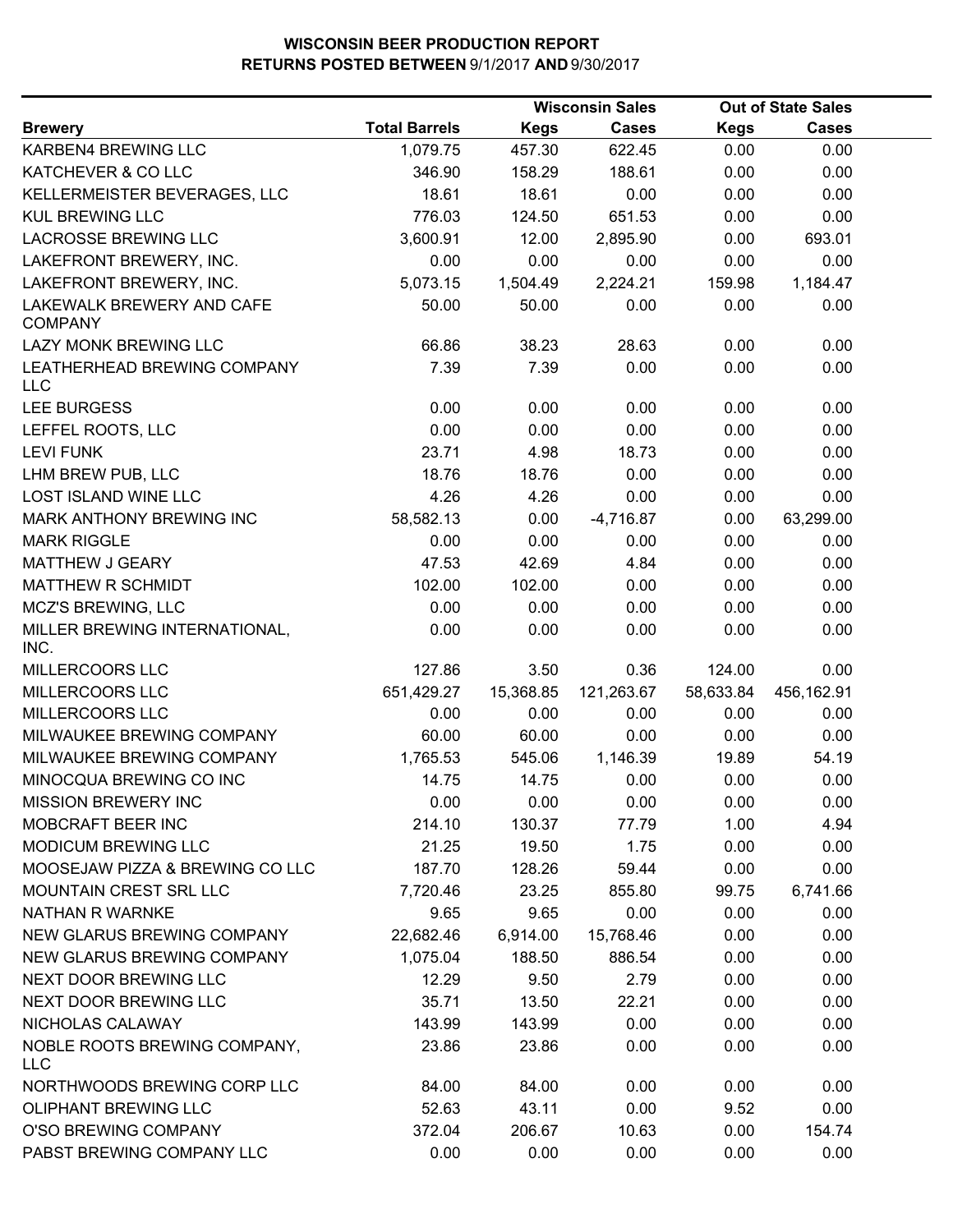**WISCONSIN BEER PRODUCTION REPORT**
**RETURNS POSTED BETWEEN 9/1/2017 AND 9/30/2017**

| | | Wisconsin Sales | | Out of State Sales | |
|---|---|---|---|---|---|
| **Brewery** | **Total Barrels** | **Kegs** | **Cases** | **Kegs** | **Cases** |
| KARBEN4 BREWING LLC | 1,079.75 | 457.30 | 622.45 | 0.00 | 0.00 |
| KATCHEVER & CO LLC | 346.90 | 158.29 | 188.61 | 0.00 | 0.00 |
| KELLERMEISTER BEVERAGES, LLC | 18.61 | 18.61 | 0.00 | 0.00 | 0.00 |
| KUL BREWING LLC | 776.03 | 124.50 | 651.53 | 0.00 | 0.00 |
| LACROSSE BREWING LLC | 3,600.91 | 12.00 | 2,895.90 | 0.00 | 693.01 |
| LAKEFRONT BREWERY, INC. | 0.00 | 0.00 | 0.00 | 0.00 | 0.00 |
| LAKEFRONT BREWERY, INC. | 5,073.15 | 1,504.49 | 2,224.21 | 159.98 | 1,184.47 |
| LAKEWALK BREWERY AND CAFE COMPANY | 50.00 | 50.00 | 0.00 | 0.00 | 0.00 |
| LAZY MONK BREWING LLC | 66.86 | 38.23 | 28.63 | 0.00 | 0.00 |
| LEATHERHEAD BREWING COMPANY LLC | 7.39 | 7.39 | 0.00 | 0.00 | 0.00 |
| LEE BURGESS | 0.00 | 0.00 | 0.00 | 0.00 | 0.00 |
| LEFFEL ROOTS, LLC | 0.00 | 0.00 | 0.00 | 0.00 | 0.00 |
| LEVI FUNK | 23.71 | 4.98 | 18.73 | 0.00 | 0.00 |
| LHM BREW PUB, LLC | 18.76 | 18.76 | 0.00 | 0.00 | 0.00 |
| LOST ISLAND WINE LLC | 4.26 | 4.26 | 0.00 | 0.00 | 0.00 |
| MARK ANTHONY BREWING INC | 58,582.13 | 0.00 | -4,716.87 | 0.00 | 63,299.00 |
| MARK RIGGLE | 0.00 | 0.00 | 0.00 | 0.00 | 0.00 |
| MATTHEW J GEARY | 47.53 | 42.69 | 4.84 | 0.00 | 0.00 |
| MATTHEW R SCHMIDT | 102.00 | 102.00 | 0.00 | 0.00 | 0.00 |
| MCZ'S BREWING, LLC | 0.00 | 0.00 | 0.00 | 0.00 | 0.00 |
| MILLER BREWING INTERNATIONAL, INC. | 0.00 | 0.00 | 0.00 | 0.00 | 0.00 |
| MILLERCOORS LLC | 127.86 | 3.50 | 0.36 | 124.00 | 0.00 |
| MILLERCOORS LLC | 651,429.27 | 15,368.85 | 121,263.67 | 58,633.84 | 456,162.91 |
| MILLERCOORS LLC | 0.00 | 0.00 | 0.00 | 0.00 | 0.00 |
| MILWAUKEE BREWING COMPANY | 60.00 | 60.00 | 0.00 | 0.00 | 0.00 |
| MILWAUKEE BREWING COMPANY | 1,765.53 | 545.06 | 1,146.39 | 19.89 | 54.19 |
| MINOCQUA BREWING CO INC | 14.75 | 14.75 | 0.00 | 0.00 | 0.00 |
| MISSION BREWERY INC | 0.00 | 0.00 | 0.00 | 0.00 | 0.00 |
| MOBCRAFT BEER INC | 214.10 | 130.37 | 77.79 | 1.00 | 4.94 |
| MODICUM BREWING LLC | 21.25 | 19.50 | 1.75 | 0.00 | 0.00 |
| MOOSEJAW PIZZA & BREWING CO LLC | 187.70 | 128.26 | 59.44 | 0.00 | 0.00 |
| MOUNTAIN CREST SRL LLC | 7,720.46 | 23.25 | 855.80 | 99.75 | 6,741.66 |
| NATHAN R WARNKE | 9.65 | 9.65 | 0.00 | 0.00 | 0.00 |
| NEW GLARUS BREWING COMPANY | 22,682.46 | 6,914.00 | 15,768.46 | 0.00 | 0.00 |
| NEW GLARUS BREWING COMPANY | 1,075.04 | 188.50 | 886.54 | 0.00 | 0.00 |
| NEXT DOOR BREWING LLC | 12.29 | 9.50 | 2.79 | 0.00 | 0.00 |
| NEXT DOOR BREWING LLC | 35.71 | 13.50 | 22.21 | 0.00 | 0.00 |
| NICHOLAS CALAWAY | 143.99 | 143.99 | 0.00 | 0.00 | 0.00 |
| NOBLE ROOTS BREWING COMPANY, LLC | 23.86 | 23.86 | 0.00 | 0.00 | 0.00 |
| NORTHWOODS BREWING CORP LLC | 84.00 | 84.00 | 0.00 | 0.00 | 0.00 |
| OLIPHANT BREWING LLC | 52.63 | 43.11 | 0.00 | 9.52 | 0.00 |
| O'SO BREWING COMPANY | 372.04 | 206.67 | 10.63 | 0.00 | 154.74 |
| PABST BREWING COMPANY LLC | 0.00 | 0.00 | 0.00 | 0.00 | 0.00 |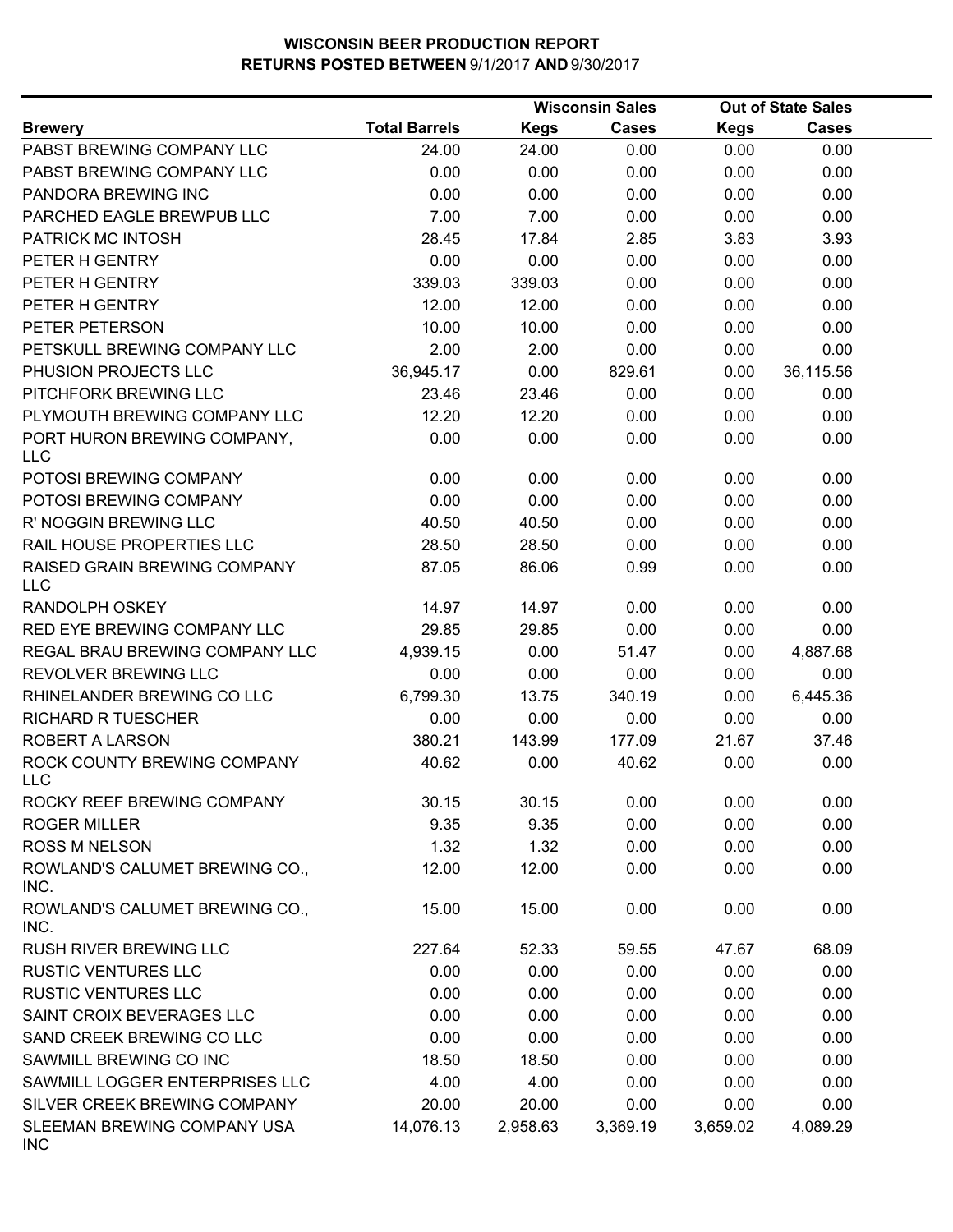# WISCONSIN BEER PRODUCTION REPORT
## RETURNS POSTED BETWEEN 9/1/2017 AND 9/30/2017

| Brewery | Total Barrels | Wisconsin Sales | | Out of State Sales | |
|---|---|---|---|---|---|
| | | Kegs | Cases | Kegs | Cases |
| PABST BREWING COMPANY LLC | 24.00 | 24.00 | 0.00 | 0.00 | 0.00 |
| PABST BREWING COMPANY LLC | 0.00 | 0.00 | 0.00 | 0.00 | 0.00 |
| PANDORA BREWING INC | 0.00 | 0.00 | 0.00 | 0.00 | 0.00 |
| PARCHED EAGLE BREWPUB LLC | 7.00 | 7.00 | 0.00 | 0.00 | 0.00 |
| PATRICK MC INTOSH | 28.45 | 17.84 | 2.85 | 3.83 | 3.93 |
| PETER H GENTRY | 0.00 | 0.00 | 0.00 | 0.00 | 0.00 |
| PETER H GENTRY | 339.03 | 339.03 | 0.00 | 0.00 | 0.00 |
| PETER H GENTRY | 12.00 | 12.00 | 0.00 | 0.00 | 0.00 |
| PETER PETERSON | 10.00 | 10.00 | 0.00 | 0.00 | 0.00 |
| PETSKULL BREWING COMPANY LLC | 2.00 | 2.00 | 0.00 | 0.00 | 0.00 |
| PHUSION PROJECTS LLC | 36,945.17 | 0.00 | 829.61 | 0.00 | 36,115.56 |
| PITCHFORK BREWING LLC | 23.46 | 23.46 | 0.00 | 0.00 | 0.00 |
| PLYMOUTH BREWING COMPANY LLC | 12.20 | 12.20 | 0.00 | 0.00 | 0.00 |
| PORT HURON BREWING COMPANY, LLC | 0.00 | 0.00 | 0.00 | 0.00 | 0.00 |
| POTOSI BREWING COMPANY | 0.00 | 0.00 | 0.00 | 0.00 | 0.00 |
| POTOSI BREWING COMPANY | 0.00 | 0.00 | 0.00 | 0.00 | 0.00 |
| R' NOGGIN BREWING LLC | 40.50 | 40.50 | 0.00 | 0.00 | 0.00 |
| RAIL HOUSE PROPERTIES LLC | 28.50 | 28.50 | 0.00 | 0.00 | 0.00 |
| RAISED GRAIN BREWING COMPANY LLC | 87.05 | 86.06 | 0.99 | 0.00 | 0.00 |
| RANDOLPH OSKEY | 14.97 | 14.97 | 0.00 | 0.00 | 0.00 |
| RED EYE BREWING COMPANY LLC | 29.85 | 29.85 | 0.00 | 0.00 | 0.00 |
| REGAL BRAU BREWING COMPANY LLC | 4,939.15 | 0.00 | 51.47 | 0.00 | 4,887.68 |
| REVOLVER BREWING LLC | 0.00 | 0.00 | 0.00 | 0.00 | 0.00 |
| RHINELANDER BREWING CO LLC | 6,799.30 | 13.75 | 340.19 | 0.00 | 6,445.36 |
| RICHARD R TUESCHER | 0.00 | 0.00 | 0.00 | 0.00 | 0.00 |
| ROBERT A LARSON | 380.21 | 143.99 | 177.09 | 21.67 | 37.46 |
| ROCK COUNTY BREWING COMPANY LLC | 40.62 | 0.00 | 40.62 | 0.00 | 0.00 |
| ROCKY REEF BREWING COMPANY | 30.15 | 30.15 | 0.00 | 0.00 | 0.00 |
| ROGER MILLER | 9.35 | 9.35 | 0.00 | 0.00 | 0.00 |
| ROSS M NELSON | 1.32 | 1.32 | 0.00 | 0.00 | 0.00 |
| ROWLAND'S CALUMET BREWING CO., INC. | 12.00 | 12.00 | 0.00 | 0.00 | 0.00 |
| ROWLAND'S CALUMET BREWING CO., INC. | 15.00 | 15.00 | 0.00 | 0.00 | 0.00 |
| RUSH RIVER BREWING LLC | 227.64 | 52.33 | 59.55 | 47.67 | 68.09 |
| RUSTIC VENTURES LLC | 0.00 | 0.00 | 0.00 | 0.00 | 0.00 |
| RUSTIC VENTURES LLC | 0.00 | 0.00 | 0.00 | 0.00 | 0.00 |
| SAINT CROIX BEVERAGES LLC | 0.00 | 0.00 | 0.00 | 0.00 | 0.00 |
| SAND CREEK BREWING CO LLC | 0.00 | 0.00 | 0.00 | 0.00 | 0.00 |
| SAWMILL BREWING CO INC | 18.50 | 18.50 | 0.00 | 0.00 | 0.00 |
| SAWMILL LOGGER ENTERPRISES LLC | 4.00 | 4.00 | 0.00 | 0.00 | 0.00 |
| SILVER CREEK BREWING COMPANY | 20.00 | 20.00 | 0.00 | 0.00 | 0.00 |
| SLEEMAN BREWING COMPANY USA INC | 14,076.13 | 2,958.63 | 3,369.19 | 3,659.02 | 4,089.29 |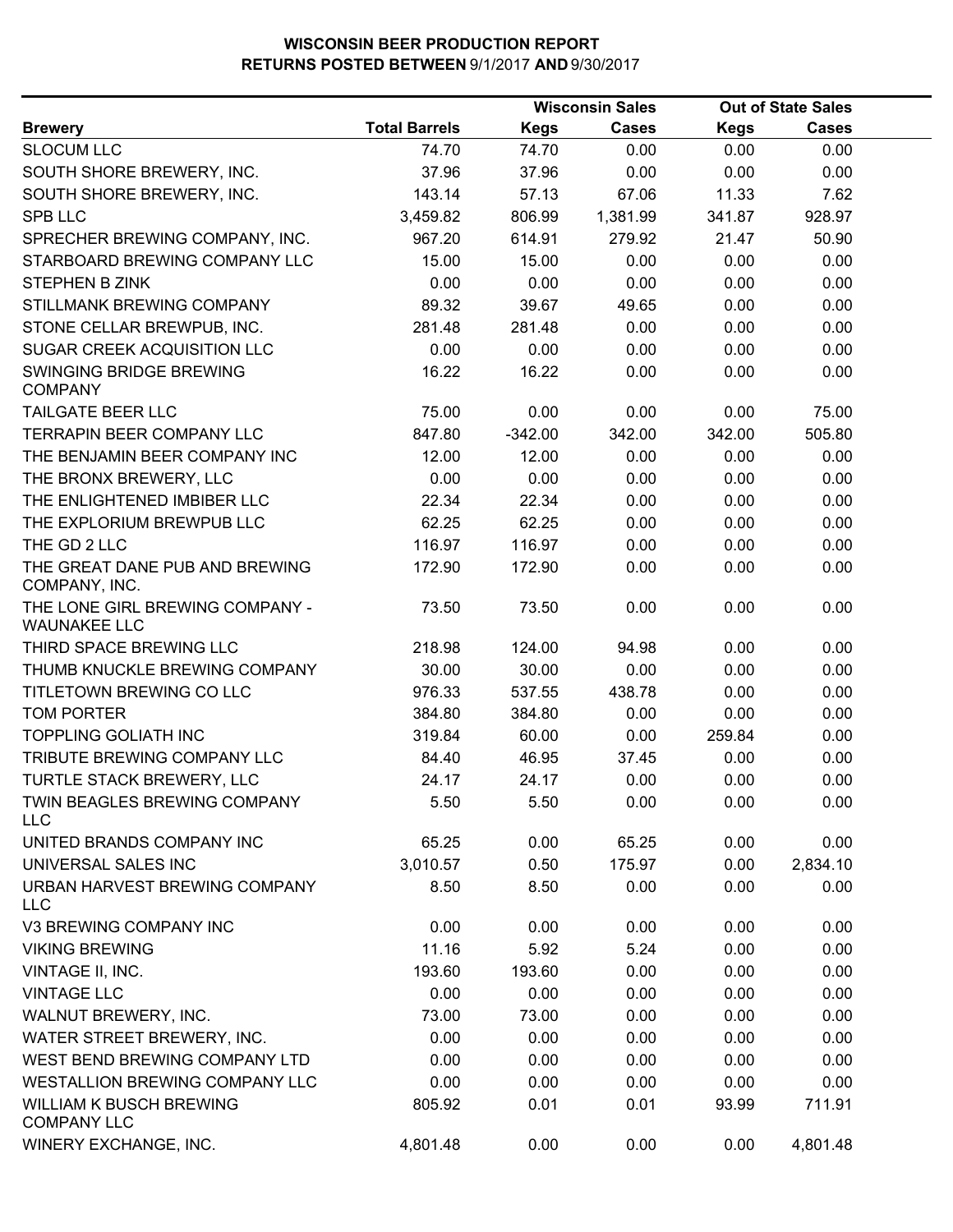**WISCONSIN BEER PRODUCTION REPORT**
**RETURNS POSTED BETWEEN 9/1/2017 AND 9/30/2017**

| | | Wisconsin Sales | | Out of State Sales | |
|---|---|---|---|---|---|
| **Brewery** | **Total Barrels** | **Kegs** | **Cases** | **Kegs** | **Cases** |
| SLOCUM LLC | 74.70 | 74.70 | 0.00 | 0.00 | 0.00 |
| SOUTH SHORE BREWERY, INC. | 37.96 | 37.96 | 0.00 | 0.00 | 0.00 |
| SOUTH SHORE BREWERY, INC. | 143.14 | 57.13 | 67.06 | 11.33 | 7.62 |
| SPB LLC | 3,459.82 | 806.99 | 1,381.99 | 341.87 | 928.97 |
| SPRECHER BREWING COMPANY, INC. | 967.20 | 614.91 | 279.92 | 21.47 | 50.90 |
| STARBOARD BREWING COMPANY LLC | 15.00 | 15.00 | 0.00 | 0.00 | 0.00 |
| STEPHEN B ZINK | 0.00 | 0.00 | 0.00 | 0.00 | 0.00 |
| STILLMANK BREWING COMPANY | 89.32 | 39.67 | 49.65 | 0.00 | 0.00 |
| STONE CELLAR BREWPUB, INC. | 281.48 | 281.48 | 0.00 | 0.00 | 0.00 |
| SUGAR CREEK ACQUISITION LLC | 0.00 | 0.00 | 0.00 | 0.00 | 0.00 |
| SWINGING BRIDGE BREWING COMPANY | 16.22 | 16.22 | 0.00 | 0.00 | 0.00 |
| TAILGATE BEER LLC | 75.00 | 0.00 | 0.00 | 0.00 | 75.00 |
| TERRAPIN BEER COMPANY LLC | 847.80 | -342.00 | 342.00 | 342.00 | 505.80 |
| THE BENJAMIN BEER COMPANY INC | 12.00 | 12.00 | 0.00 | 0.00 | 0.00 |
| THE BRONX BREWERY, LLC | 0.00 | 0.00 | 0.00 | 0.00 | 0.00 |
| THE ENLIGHTENED IMBIBER LLC | 22.34 | 22.34 | 0.00 | 0.00 | 0.00 |
| THE EXPLORIUM BREWPUB LLC | 62.25 | 62.25 | 0.00 | 0.00 | 0.00 |
| THE GD 2 LLC | 116.97 | 116.97 | 0.00 | 0.00 | 0.00 |
| THE GREAT DANE PUB AND BREWING COMPANY, INC. | 172.90 | 172.90 | 0.00 | 0.00 | 0.00 |
| THE LONE GIRL BREWING COMPANY - WAUNAKEE LLC | 73.50 | 73.50 | 0.00 | 0.00 | 0.00 |
| THIRD SPACE BREWING LLC | 218.98 | 124.00 | 94.98 | 0.00 | 0.00 |
| THUMB KNUCKLE BREWING COMPANY | 30.00 | 30.00 | 0.00 | 0.00 | 0.00 |
| TITLETOWN BREWING CO LLC | 976.33 | 537.55 | 438.78 | 0.00 | 0.00 |
| TOM PORTER | 384.80 | 384.80 | 0.00 | 0.00 | 0.00 |
| TOPPLING GOLIATH INC | 319.84 | 60.00 | 0.00 | 259.84 | 0.00 |
| TRIBUTE BREWING COMPANY LLC | 84.40 | 46.95 | 37.45 | 0.00 | 0.00 |
| TURTLE STACK BREWERY, LLC | 24.17 | 24.17 | 0.00 | 0.00 | 0.00 |
| TWIN BEAGLES BREWING COMPANY LLC | 5.50 | 5.50 | 0.00 | 0.00 | 0.00 |
| UNITED BRANDS COMPANY INC | 65.25 | 0.00 | 65.25 | 0.00 | 0.00 |
| UNIVERSAL SALES INC | 3,010.57 | 0.50 | 175.97 | 0.00 | 2,834.10 |
| URBAN HARVEST BREWING COMPANY LLC | 8.50 | 8.50 | 0.00 | 0.00 | 0.00 |
| V3 BREWING COMPANY INC | 0.00 | 0.00 | 0.00 | 0.00 | 0.00 |
| VIKING BREWING | 11.16 | 5.92 | 5.24 | 0.00 | 0.00 |
| VINTAGE II, INC. | 193.60 | 193.60 | 0.00 | 0.00 | 0.00 |
| VINTAGE LLC | 0.00 | 0.00 | 0.00 | 0.00 | 0.00 |
| WALNUT BREWERY, INC. | 73.00 | 73.00 | 0.00 | 0.00 | 0.00 |
| WATER STREET BREWERY, INC. | 0.00 | 0.00 | 0.00 | 0.00 | 0.00 |
| WEST BEND BREWING COMPANY LTD | 0.00 | 0.00 | 0.00 | 0.00 | 0.00 |
| WESTALLION BREWING COMPANY LLC | 0.00 | 0.00 | 0.00 | 0.00 | 0.00 |
| WILLIAM K BUSCH BREWING COMPANY LLC | 805.92 | 0.01 | 0.01 | 93.99 | 711.91 |
| WINERY EXCHANGE, INC. | 4,801.48 | 0.00 | 0.00 | 0.00 | 4,801.48 |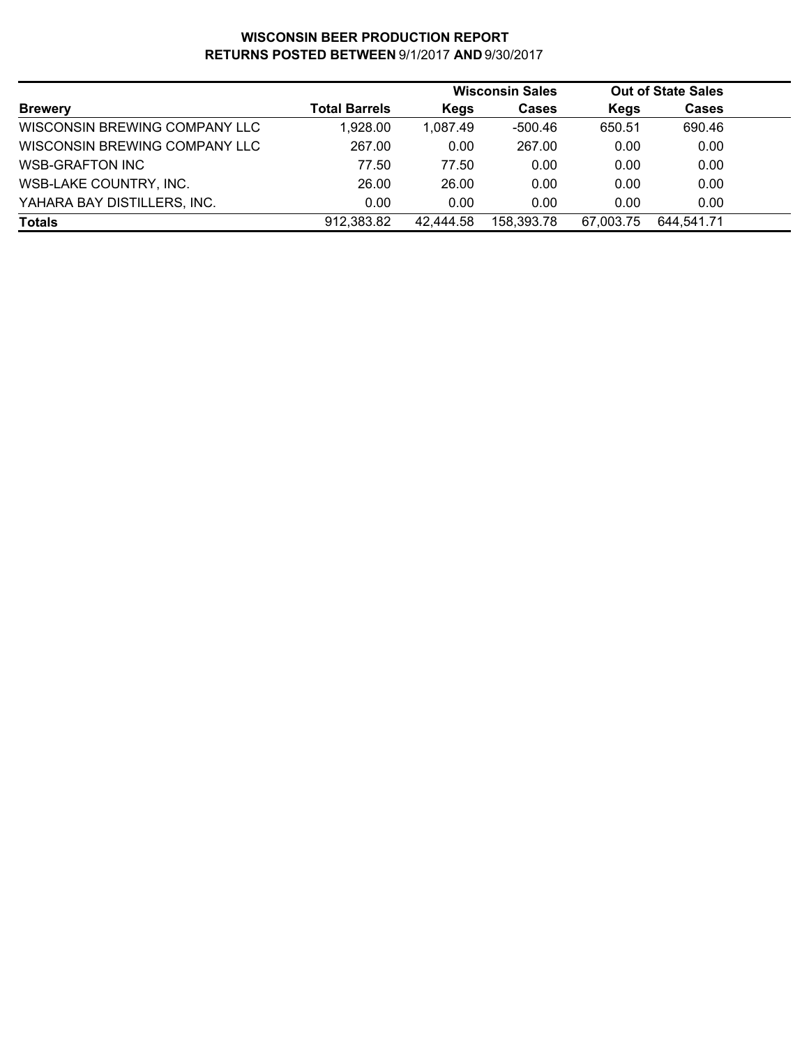**WISCONSIN BEER PRODUCTION REPORT**
**RETURNS POSTED BETWEEN** 9/1/2017 **AND** 9/30/2017

| | | Wisconsin Sales | | Out of State Sales | |
|---|---|---|---|---|---|
| **Brewery** | **Total Barrels** | **Kegs** | **Cases** | **Kegs** | **Cases** |
| WISCONSIN BREWING COMPANY LLC | 1,928.00 | 1,087.49 | -500.46 | 650.51 | 690.46 |
| WISCONSIN BREWING COMPANY LLC | 267.00 | 0.00 | 267.00 | 0.00 | 0.00 |
| WSB-GRAFTON INC | 77.50 | 77.50 | 0.00 | 0.00 | 0.00 |
| WSB-LAKE COUNTRY, INC. | 26.00 | 26.00 | 0.00 | 0.00 | 0.00 |
| YAHARA BAY DISTILLERS, INC. | 0.00 | 0.00 | 0.00 | 0.00 | 0.00 |
| **Totals** | 912,383.82 | 42,444.58 | 158,393.78 | 67,003.75 | 644,541.71 |